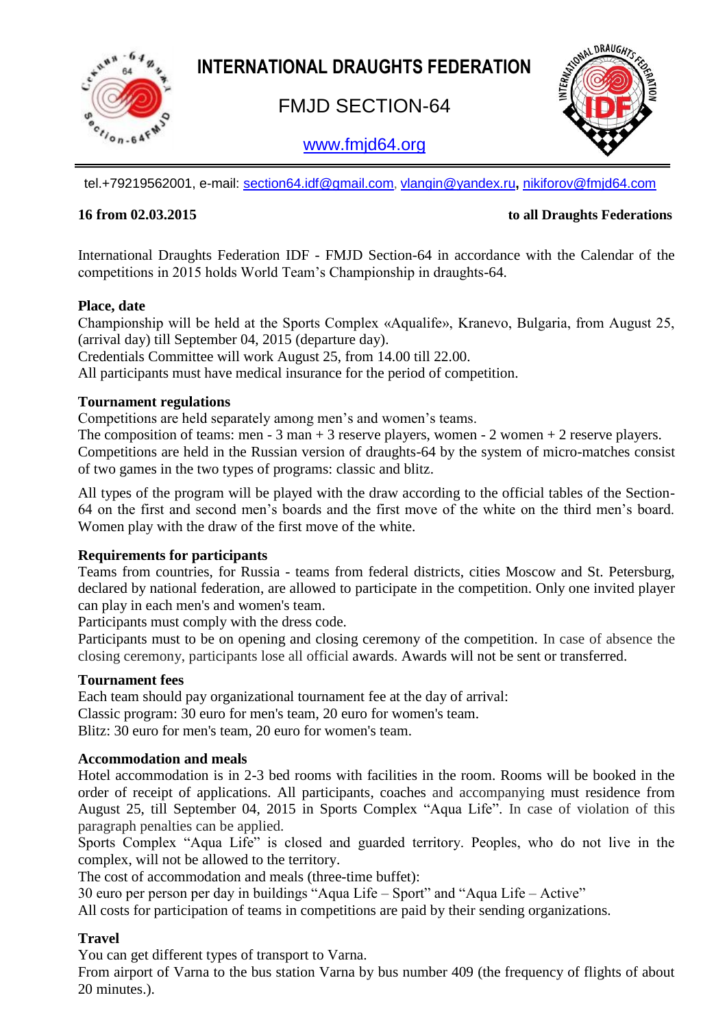# INTERNATIONAL DRAUGHTS FEDERATION

## FMJD SECTION-64

www.fmjd64.org

tel.+79219562001, e-mail: section64.idf@gmail.com, vlangin@yandex.ru, nikiforov@fmjd64.com

**16 from 02.03.2015** **to all Draughts Federations**

International Draughts Federation IDF - FMJD Section-64 in accordance with the Calendar of the competitions in 2015 holds World Team's Championship in draughts-64.

**Place, date**

Championship will be held at the Sports Complex «Aqualife», Kranevo, Bulgaria, from August 25, (arrival day) till September 04, 2015 (departure day).
Credentials Committee will work August 25, from 14.00 till 22.00.
All participants must have medical insurance for the period of competition.

**Tournament regulations**

Competitions are held separately among men's and women's teams.
The composition of teams: men - 3 man + 3 reserve players, women - 2 women + 2 reserve players.
Competitions are held in the Russian version of draughts-64 by the system of micro-matches consist of two games in the two types of programs: classic and blitz.

All types of the program will be played with the draw according to the official tables of the Section-64 on the first and second men's boards and the first move of the white on the third men's board. Women play with the draw of the first move of the white.

**Requirements for participants**

Teams from countries, for Russia - teams from federal districts, cities Moscow and St. Petersburg, declared by national federation, are allowed to participate in the competition. Only one invited player can play in each men's and women's team.
Participants must comply with the dress code.
Participants must to be on opening and closing ceremony of the competition. In case of absence the closing ceremony, participants lose all official awards. Awards will not be sent or transferred.

**Tournament fees**

Each team should pay organizational tournament fee at the day of arrival:
Classic program: 30 euro for men's team, 20 euro for women's team.
Blitz: 30 euro for men's team, 20 euro for women's team.

**Accommodation and meals**

Hotel accommodation is in 2-3 bed rooms with facilities in the room. Rooms will be booked in the order of receipt of applications. All participants, coaches and accompanying must residence from August 25, till September 04, 2015 in Sports Complex "Aqua Life". In case of violation of this paragraph penalties can be applied.
Sports Complex "Aqua Life" is closed and guarded territory. Peoples, who do not live in the complex, will not be allowed to the territory.
The cost of accommodation and meals (three-time buffet):
30 euro per person per day in buildings "Aqua Life – Sport" and "Aqua Life – Active"
All costs for participation of teams in competitions are paid by their sending organizations.

**Travel**

You can get different types of transport to Varna.
From airport of Varna to the bus station Varna by bus number 409 (the frequency of flights of about 20 minutes.).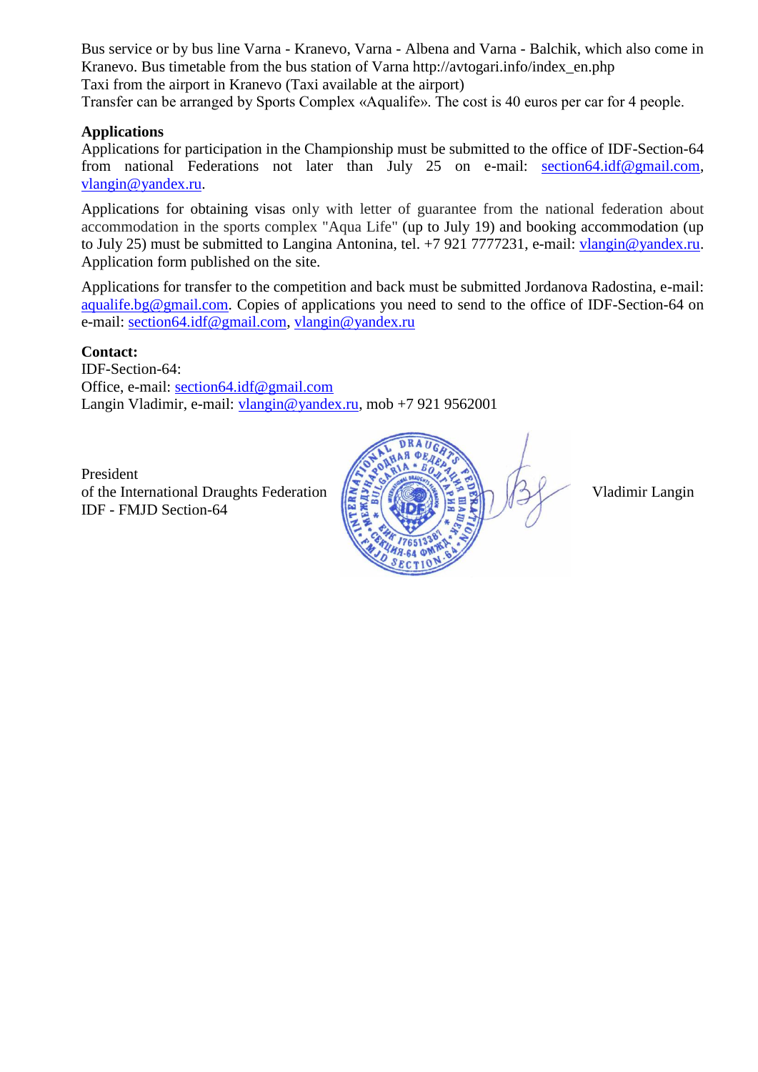Bus service or by bus line Varna - Kranevo, Varna - Albena and Varna - Balchik, which also come in Kranevo. Bus timetable from the bus station of Varna http://avtogari.info/index_en.php
Taxi from the airport in Kranevo (Taxi available at the airport)
Transfer can be arranged by Sports Complex «Aqualife». The cost is 40 euros per car for 4 people.

**Applications**

Applications for participation in the Championship must be submitted to the office of IDF-Section-64 from national Federations not later than July 25 on e-mail: section64.idf@gmail.com, vlangin@yandex.ru.

Applications for obtaining visas only with letter of guarantee from the national federation about accommodation in the sports complex "Aqua Life" (up to July 19) and booking accommodation (up to July 25) must be submitted to Langina Antonina, tel. +7 921 7777231, e-mail: vlangin@yandex.ru. Application form published on the site.

Applications for transfer to the competition and back must be submitted Jordanova Radostina, e-mail: aqualife.bg@gmail.com. Copies of applications you need to send to the office of IDF-Section-64 on e-mail: section64.idf@gmail.com, vlangin@yandex.ru

**Contact:**

IDF-Section-64:
Office, e-mail: section64.idf@gmail.com
Langin Vladimir, e-mail: vlangin@yandex.ru, mob +7 921 9562001

President
of the International Draughts Federation
IDF - FMJD Section-64

Vladimir Langin